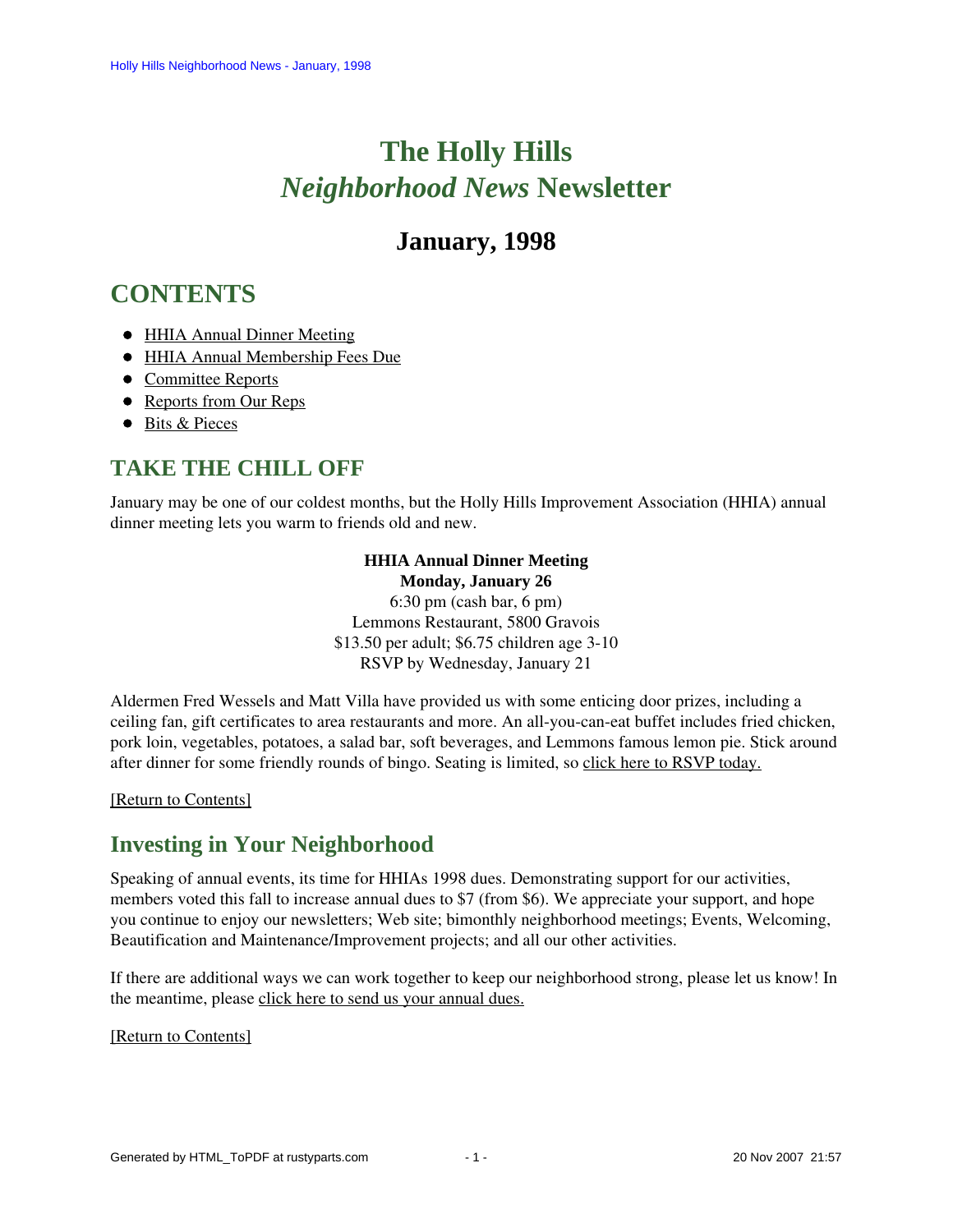# The Holly Hills *Neighborhood News* Newsletter

## January, 1998

## CONTENTS

- HHIA Annual Dinner Meeting
- HHIA Annual Membership Fees Due
- Committee Reports
- Reports from Our Reps
- Bits & Pieces

## TAKE THE CHILL OFF

January may be one of our coldest months, but the Holly Hills Improvement Association (HHIA) annual dinner meeting lets you warm to friends old and new.

**HHIA Annual Dinner Meeting**
**Monday, January 26**
6:30 pm (cash bar, 6 pm)
Lemmons Restaurant, 5800 Gravois
$13.50 per adult; $6.75 children age 3-10
RSVP by Wednesday, January 21

Aldermen Fred Wessels and Matt Villa have provided us with some enticing door prizes, including a ceiling fan, gift certificates to area restaurants and more. An all-you-can-eat buffet includes fried chicken, pork loin, vegetables, potatoes, a salad bar, soft beverages, and Lemmons famous lemon pie. Stick around after dinner for some friendly rounds of bingo. Seating is limited, so click here to RSVP today.

[Return to Contents]

## Investing in Your Neighborhood

Speaking of annual events, its time for HHIAs 1998 dues. Demonstrating support for our activities, members voted this fall to increase annual dues to $7 (from $6). We appreciate your support, and hope you continue to enjoy our newsletters; Web site; bimonthly neighborhood meetings; Events, Welcoming, Beautification and Maintenance/Improvement projects; and all our other activities.

If there are additional ways we can work together to keep our neighborhood strong, please let us know! In the meantime, please click here to send us your annual dues.

[Return to Contents]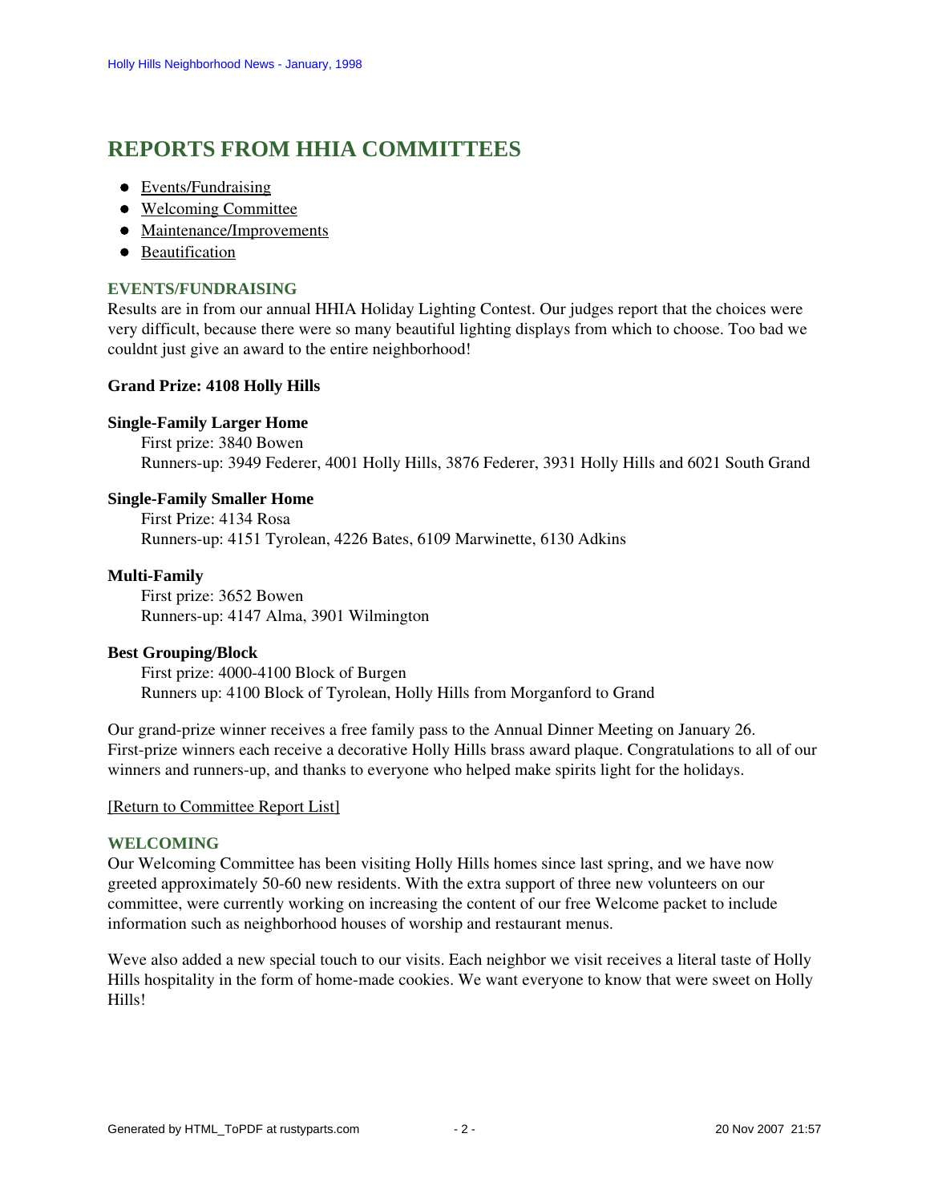## REPORTS FROM HHIA COMMITTEES

- Events/Fundraising
- Welcoming Committee
- Maintenance/Improvements
- Beautification

### EVENTS/FUNDRAISING

Results are in from our annual HHIA Holiday Lighting Contest. Our judges report that the choices were very difficult, because there were so many beautiful lighting displays from which to choose. Too bad we couldnt just give an award to the entire neighborhood!

**Grand Prize: 4108 Holly Hills**

**Single-Family Larger Home**
First prize: 3840 Bowen
Runners-up: 3949 Federer, 4001 Holly Hills, 3876 Federer, 3931 Holly Hills and 6021 South Grand

**Single-Family Smaller Home**
First Prize: 4134 Rosa
Runners-up: 4151 Tyrolean, 4226 Bates, 6109 Marwinette, 6130 Adkins

**Multi-Family**
First prize: 3652 Bowen
Runners-up: 4147 Alma, 3901 Wilmington

**Best Grouping/Block**
First prize: 4000-4100 Block of Burgen
Runners up: 4100 Block of Tyrolean, Holly Hills from Morganford to Grand

Our grand-prize winner receives a free family pass to the Annual Dinner Meeting on January 26. First-prize winners each receive a decorative Holly Hills brass award plaque. Congratulations to all of our winners and runners-up, and thanks to everyone who helped make spirits light for the holidays.

[Return to Committee Report List]

### WELCOMING

Our Welcoming Committee has been visiting Holly Hills homes since last spring, and we have now greeted approximately 50-60 new residents. With the extra support of three new volunteers on our committee, were currently working on increasing the content of our free Welcome packet to include information such as neighborhood houses of worship and restaurant menus.

Weve also added a new special touch to our visits. Each neighbor we visit receives a literal taste of Holly Hills hospitality in the form of home-made cookies. We want everyone to know that were sweet on Holly Hills!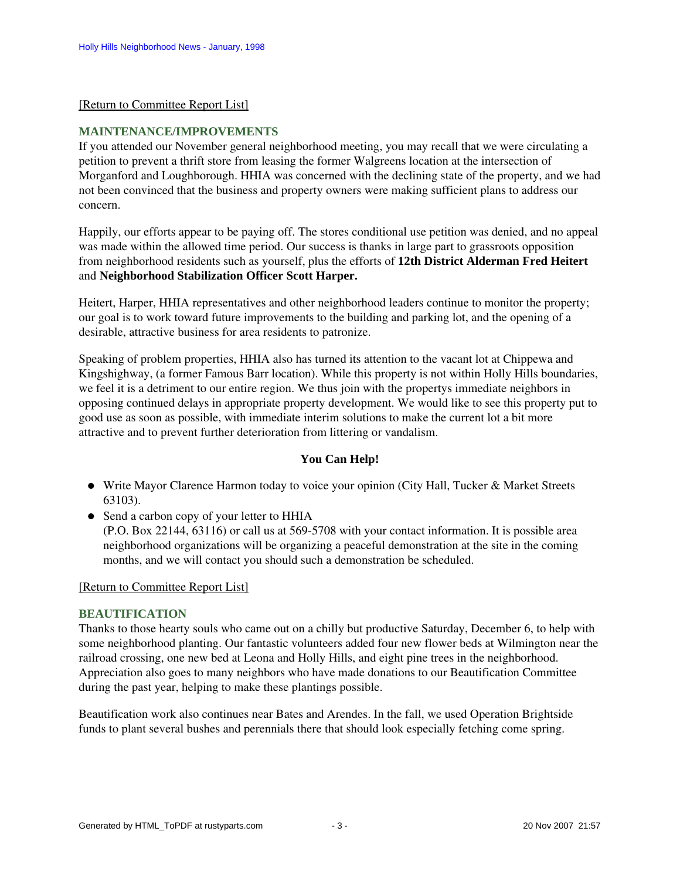[Return to Committee Report List]

## MAINTENANCE/IMPROVEMENTS

If you attended our November general neighborhood meeting, you may recall that we were circulating a petition to prevent a thrift store from leasing the former Walgreens location at the intersection of Morganford and Loughborough. HHIA was concerned with the declining state of the property, and we had not been convinced that the business and property owners were making sufficient plans to address our concern.

Happily, our efforts appear to be paying off. The stores conditional use petition was denied, and no appeal was made within the allowed time period. Our success is thanks in large part to grassroots opposition from neighborhood residents such as yourself, plus the efforts of **12th District Alderman Fred Heitert** and **Neighborhood Stabilization Officer Scott Harper.**

Heitert, Harper, HHIA representatives and other neighborhood leaders continue to monitor the property; our goal is to work toward future improvements to the building and parking lot, and the opening of a desirable, attractive business for area residents to patronize.

Speaking of problem properties, HHIA also has turned its attention to the vacant lot at Chippewa and Kingshighway, (a former Famous Barr location). While this property is not within Holly Hills boundaries, we feel it is a detriment to our entire region. We thus join with the propertys immediate neighbors in opposing continued delays in appropriate property development. We would like to see this property put to good use as soon as possible, with immediate interim solutions to make the current lot a bit more attractive and to prevent further deterioration from littering or vandalism.

**You Can Help!**

- Write Mayor Clarence Harmon today to voice your opinion (City Hall, Tucker & Market Streets 63103).
- Send a carbon copy of your letter to HHIA (P.O. Box 22144, 63116) or call us at 569-5708 with your contact information. It is possible area neighborhood organizations will be organizing a peaceful demonstration at the site in the coming months, and we will contact you should such a demonstration be scheduled.

[Return to Committee Report List]

## BEAUTIFICATION

Thanks to those hearty souls who came out on a chilly but productive Saturday, December 6, to help with some neighborhood planting. Our fantastic volunteers added four new flower beds at Wilmington near the railroad crossing, one new bed at Leona and Holly Hills, and eight pine trees in the neighborhood. Appreciation also goes to many neighbors who have made donations to our Beautification Committee during the past year, helping to make these plantings possible.

Beautification work also continues near Bates and Arendes. In the fall, we used Operation Brightside funds to plant several bushes and perennials there that should look especially fetching come spring.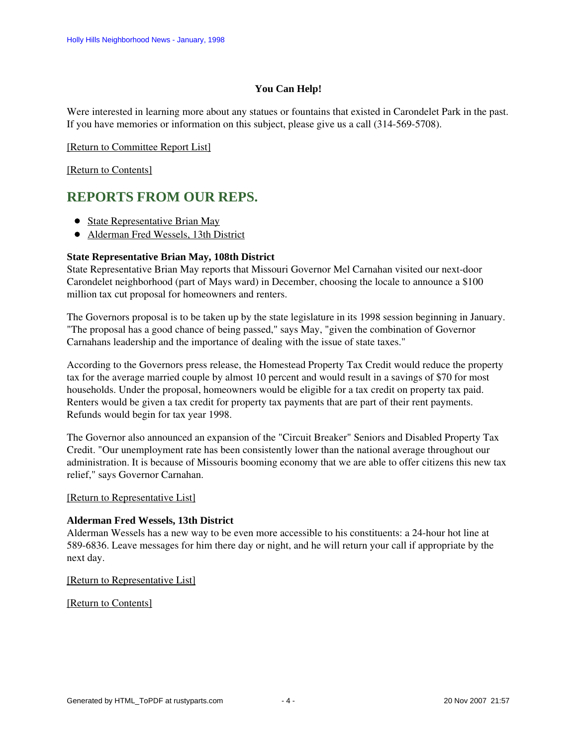**You Can Help!**

Were interested in learning more about any statues or fountains that existed in Carondelet Park in the past. If you have memories or information on this subject, please give us a call (314-569-5708).

[Return to Committee Report List]

[Return to Contents]

## REPORTS FROM OUR REPS.

- State Representative Brian May
- Alderman Fred Wessels, 13th District

**State Representative Brian May, 108th District**

State Representative Brian May reports that Missouri Governor Mel Carnahan visited our next-door Carondelet neighborhood (part of Mays ward) in December, choosing the locale to announce a $100 million tax cut proposal for homeowners and renters.

The Governors proposal is to be taken up by the state legislature in its 1998 session beginning in January. "The proposal has a good chance of being passed," says May, "given the combination of Governor Carnahans leadership and the importance of dealing with the issue of state taxes."

According to the Governors press release, the Homestead Property Tax Credit would reduce the property tax for the average married couple by almost 10 percent and would result in a savings of $70 for most households. Under the proposal, homeowners would be eligible for a tax credit on property tax paid. Renters would be given a tax credit for property tax payments that are part of their rent payments. Refunds would begin for tax year 1998.

The Governor also announced an expansion of the "Circuit Breaker" Seniors and Disabled Property Tax Credit. "Our unemployment rate has been consistently lower than the national average throughout our administration. It is because of Missouris booming economy that we are able to offer citizens this new tax relief," says Governor Carnahan.

[Return to Representative List]

**Alderman Fred Wessels, 13th District**

Alderman Wessels has a new way to be even more accessible to his constituents: a 24-hour hot line at 589-6836. Leave messages for him there day or night, and he will return your call if appropriate by the next day.

[Return to Representative List]

[Return to Contents]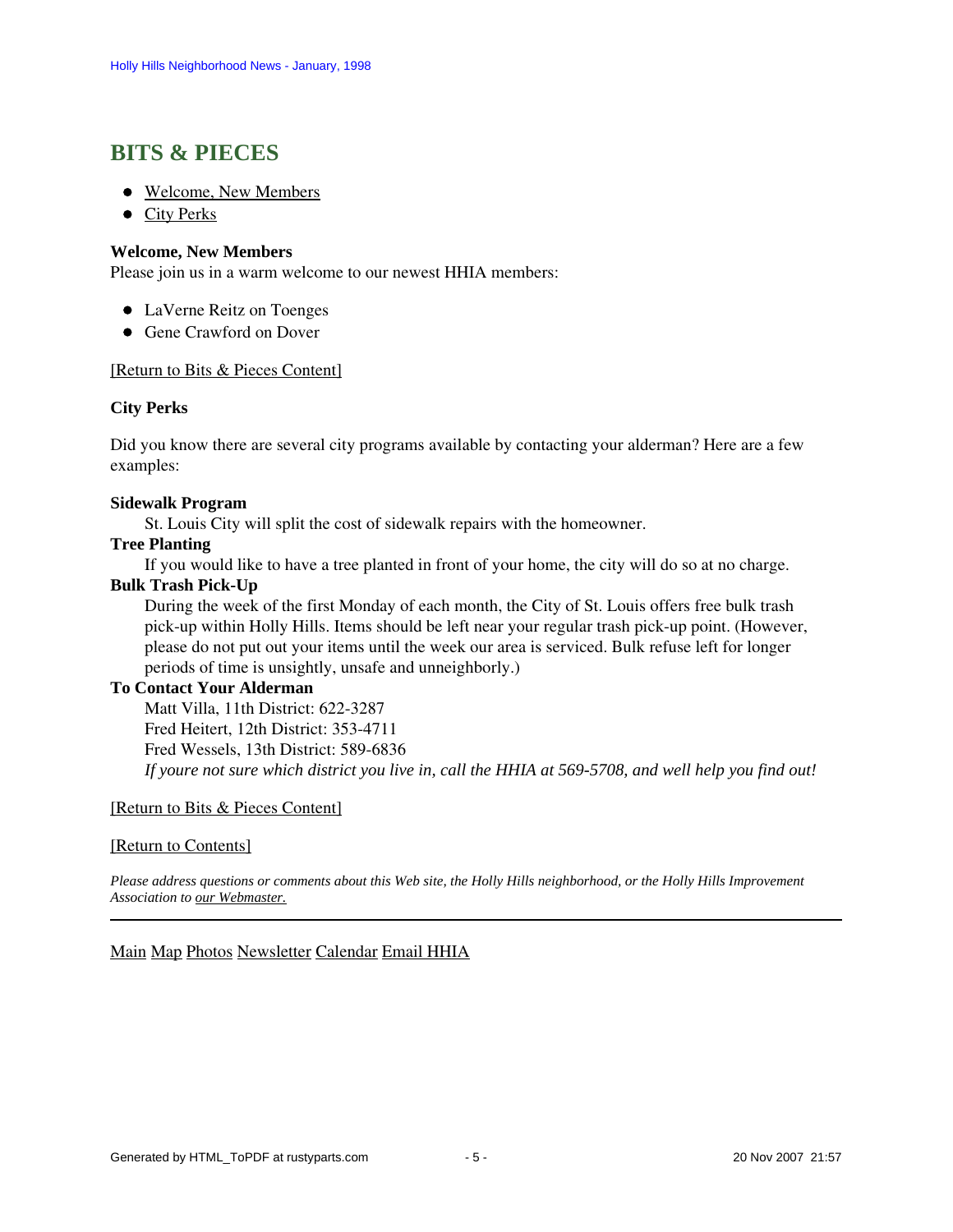## BITS & PIECES

- Welcome, New Members
- City Perks

**Welcome, New Members**
Please join us in a warm welcome to our newest HHIA members:

- LaVerne Reitz on Toenges
- Gene Crawford on Dover

[Return to Bits & Pieces Content]

**City Perks**

Did you know there are several city programs available by contacting your alderman? Here are a few examples:

**Sidewalk Program**
St. Louis City will split the cost of sidewalk repairs with the homeowner.

**Tree Planting**
If you would like to have a tree planted in front of your home, the city will do so at no charge.

**Bulk Trash Pick-Up**
During the week of the first Monday of each month, the City of St. Louis offers free bulk trash pick-up within Holly Hills. Items should be left near your regular trash pick-up point. (However, please do not put out your items until the week our area is serviced. Bulk refuse left for longer periods of time is unsightly, unsafe and unneighborly.)

**To Contact Your Alderman**
Matt Villa, 11th District: 622-3287
Fred Heitert, 12th District: 353-4711
Fred Wessels, 13th District: 589-6836
*If youre not sure which district you live in, call the HHIA at 569-5708, and well help you find out!*

[Return to Bits & Pieces Content]

[Return to Contents]

*Please address questions or comments about this Web site, the Holly Hills neighborhood, or the Holly Hills Improvement Association to our Webmaster.*

---

Main Map Photos Newsletter Calendar Email HHIA